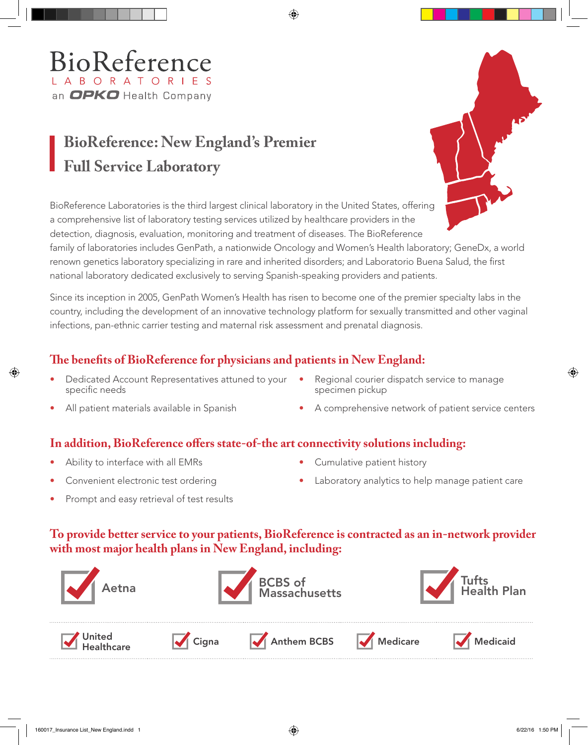BioReference
LABORATORIES
an OPKO Health Company

# BioReference: New England's Premier Full Service Laboratory

BioReference Laboratories is the third largest clinical laboratory in the United States, offering a comprehensive list of laboratory testing services utilized by healthcare providers in the detection, diagnosis, evaluation, monitoring and treatment of diseases. The BioReference family of laboratories includes GenPath, a nationwide Oncology and Women's Health laboratory; GeneDx, a world renown genetics laboratory specializing in rare and inherited disorders; and Laboratorio Buena Salud, the first national laboratory dedicated exclusively to serving Spanish-speaking providers and patients.

Since its inception in 2005, GenPath Women's Health has risen to become one of the premier specialty labs in the country, including the development of an innovative technology platform for sexually transmitted and other vaginal infections, pan-ethnic carrier testing and maternal risk assessment and prenatal diagnosis.

## The benefits of BioReference for physicians and patients in New England:

- Dedicated Account Representatives attuned to your specific needs
- All patient materials available in Spanish
- Regional courier dispatch service to manage specimen pickup
- A comprehensive network of patient service centers

## In addition, BioReference offers state-of-the art connectivity solutions including:

- Ability to interface with all EMRs
- Convenient electronic test ordering
- Prompt and easy retrieval of test results
- Cumulative patient history
- Laboratory analytics to help manage patient care

## To provide better service to your patients, BioReference is contracted as an in-network provider with most major health plans in New England, including:

- Aetna
- BCBS of Massachusetts
- Tufts Health Plan
- United Healthcare
- Cigna
- Anthem BCBS
- Medicare
- Medicaid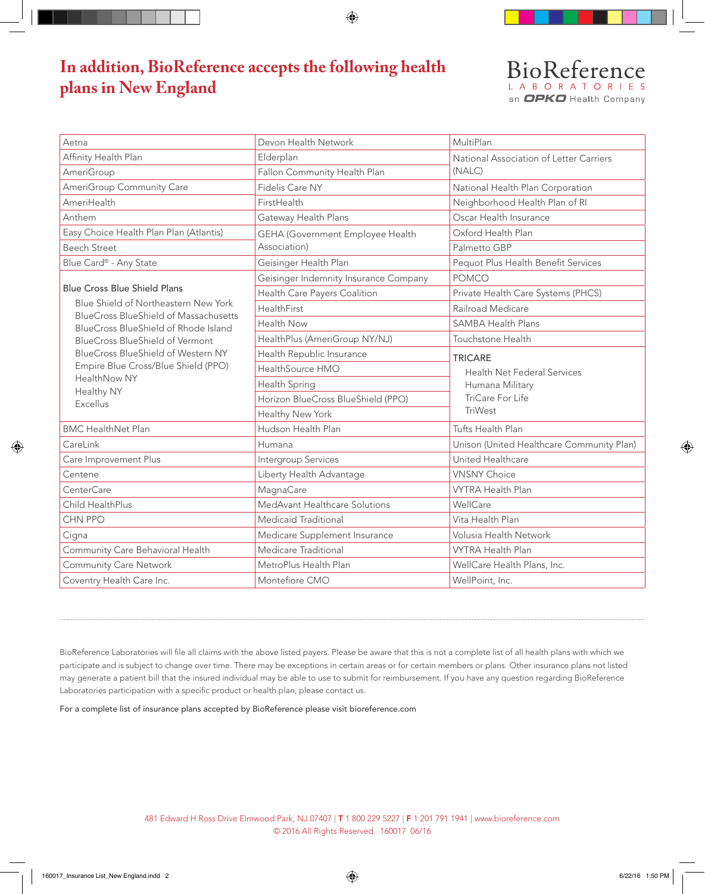# In addition, BioReference accepts the following health plans in New England

BioReference
LABORATORIES
an OPKO Health Company

| | | |
|---|---|---|
| Aetna | Devon Health Network | MultiPlan |
| Affinity Health Plan | Elderplan | National Association of Letter Carriers (NALC) |
| AmeriGroup | Fallon Community Health Plan | |
| AmeriGroup Community Care | Fidelis Care NY | National Health Plan Corporation |
| AmeriHealth | FirstHealth | Neighborhood Health Plan of RI |
| Anthem | Gateway Health Plans | Oscar Health Insurance |
| Easy Choice Health Plan Plan (Atlantis) | GEHA (Government Employee Health Association) | Oxford Health Plan |
| Beech Street | | Palmetto GBP |
| Blue Card® - Any State | Geisinger Health Plan | Pequot Plus Health Benefit Services |
| Blue Cross Blue Shield Plans: Blue Shield of Northeastern New York; BlueCross BlueShield of Massachusetts; BlueCross BlueShield of Rhode Island; BlueCross BlueShield of Vermont; BlueCross BlueShield of Western NY; Empire Blue Cross/Blue Shield (PPO); HealthNow NY; Healthy NY; Excellus | Geisinger Indemnity Insurance Company | POMCO |
| | Health Care Payers Coalition | Private Health Care Systems (PHCS) |
| | HealthFirst | Railroad Medicare |
| | Health Now | SAMBA Health Plans |
| | HealthPlus (AmeriGroup NY/NJ) | Touchstone Health |
| | Health Republic Insurance | TRICARE: Health Net Federal Services; Humana Military; TriCare For Life; TriWest |
| | HealthSource HMO | |
| | Health Spring | |
| | Horizon BlueCross BlueShield (PPO) | |
| | Healthy New York | |
| BMC HealthNet Plan | Hudson Health Plan | Tufts Health Plan |
| CareLink | Humana | Unison (United Healthcare Community Plan) |
| Care Improvement Plus | Intergroup Services | United Healthcare |
| Centene | Liberty Health Advantage | VNSNY Choice |
| CenterCare | MagnaCare | VYTRA Health Plan |
| Child HealthPlus | MedAvant Healthcare Solutions | WellCare |
| CHN PPO | Medicaid Traditional | Vita Health Plan |
| Cigna | Medicare Supplement Insurance | Volusia Health Network |
| Community Care Behavioral Health | Medicare Traditional | VYTRA Health Plan |
| Community Care Network | MetroPlus Health Plan | WellCare Health Plans, Inc. |
| Coventry Health Care Inc. | Montefiore CMO | WellPoint, Inc. |

BioReference Laboratories will file all claims with the above listed payers. Please be aware that this is not a complete list of all health plans with which we participate and is subject to change over time. There may be exceptions in certain areas or for certain members or plans. Other insurance plans not listed may generate a patient bill that the insured individual may be able to use to submit for reimbursement. If you have any question regarding BioReference Laboratories participation with a specific product or health plan, please contact us.

For a complete list of insurance plans accepted by BioReference please visit bioreference.com

481 Edward H Ross Drive Elmwood Park, NJ 07407 | **T** 1 800 229 5227 | **F** 1 201 791 1941 | www.bioreference.com
© 2016 All Rights Reserved. 160017 06/16